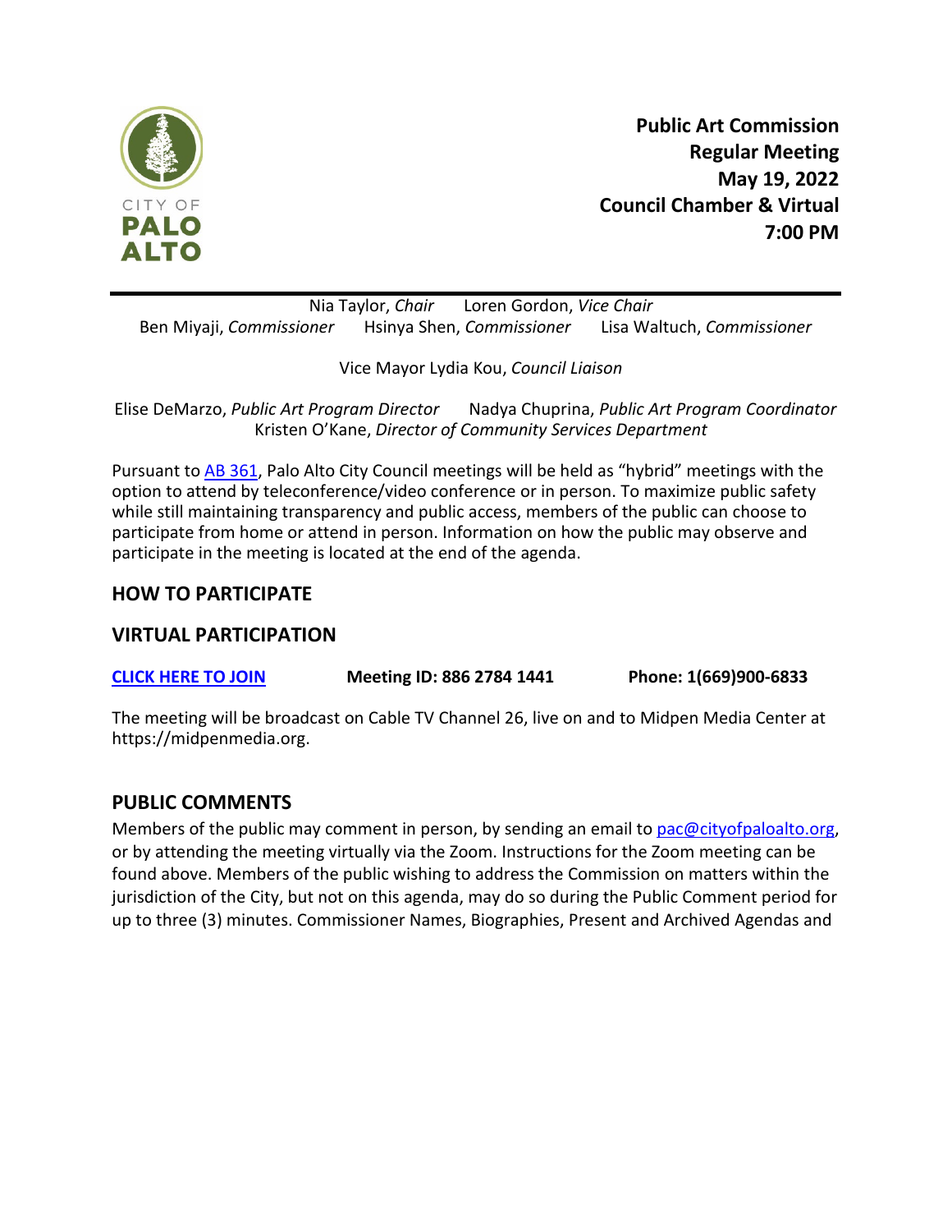**Public Art Commission**
**Regular Meeting**
**May 19, 2022**
**Council Chamber & Virtual**
**7:00 PM**

---

Nia Taylor, *Chair* Loren Gordon, *Vice Chair*
Ben Miyaji, *Commissioner* Hsinya Shen, *Commissioner* Lisa Waltuch, *Commissioner*

Vice Mayor Lydia Kou, *Council Liaison*

Elise DeMarzo, *Public Art Program Director* Nadya Chuprina, *Public Art Program Coordinator*
Kristen O'Kane, *Director of Community Services Department*

Pursuant to AB 361, Palo Alto City Council meetings will be held as "hybrid" meetings with the option to attend by teleconference/video conference or in person. To maximize public safety while still maintaining transparency and public access, members of the public can choose to participate from home or attend in person. Information on how the public may observe and participate in the meeting is located at the end of the agenda.

## HOW TO PARTICIPATE

## VIRTUAL PARTICIPATION

**CLICK HERE TO JOIN** **Meeting ID: 886 2784 1441** **Phone: 1(669)900-6833**

The meeting will be broadcast on Cable TV Channel 26, live on and to Midpen Media Center at https://midpenmedia.org.

## PUBLIC COMMENTS

Members of the public may comment in person, by sending an email to pac@cityofpaloalto.org, or by attending the meeting virtually via the Zoom. Instructions for the Zoom meeting can be found above. Members of the public wishing to address the Commission on matters within the jurisdiction of the City, but not on this agenda, may do so during the Public Comment period for up to three (3) minutes. Commissioner Names, Biographies, Present and Archived Agendas and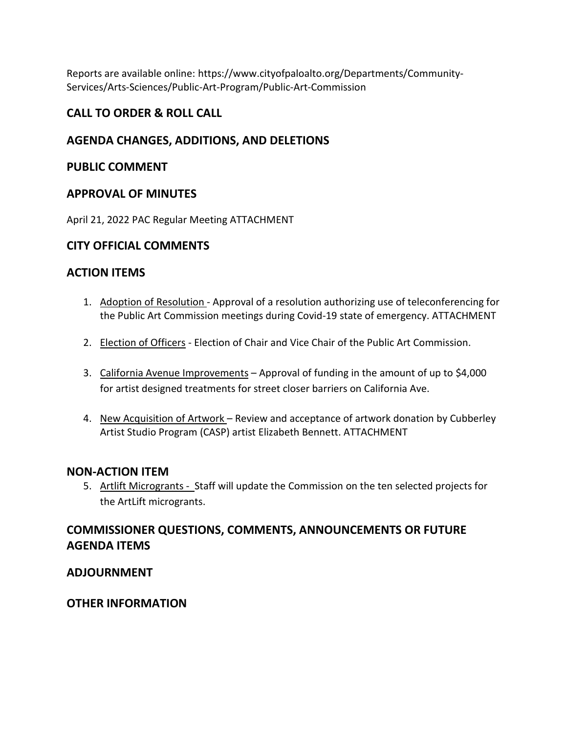Reports are available online: https://www.cityofpaloalto.org/Departments/Community-Services/Arts-Sciences/Public-Art-Program/Public-Art-Commission

## CALL TO ORDER & ROLL CALL

## AGENDA CHANGES, ADDITIONS, AND DELETIONS

## PUBLIC COMMENT

## APPROVAL OF MINUTES

April 21, 2022 PAC Regular Meeting ATTACHMENT

## CITY OFFICIAL COMMENTS

## ACTION ITEMS

1. Adoption of Resolution - Approval of a resolution authorizing use of teleconferencing for the Public Art Commission meetings during Covid-19 state of emergency. ATTACHMENT

2. Election of Officers - Election of Chair and Vice Chair of the Public Art Commission.

3. California Avenue Improvements – Approval of funding in the amount of up to $4,000 for artist designed treatments for street closer barriers on California Ave.

4. New Acquisition of Artwork – Review and acceptance of artwork donation by Cubberley Artist Studio Program (CASP) artist Elizabeth Bennett. ATTACHMENT

## NON-ACTION ITEM

5. Artlift Microgrants - Staff will update the Commission on the ten selected projects for the ArtLift microgrants.

## COMMISSIONER QUESTIONS, COMMENTS, ANNOUNCEMENTS OR FUTURE AGENDA ITEMS

## ADJOURNMENT

## OTHER INFORMATION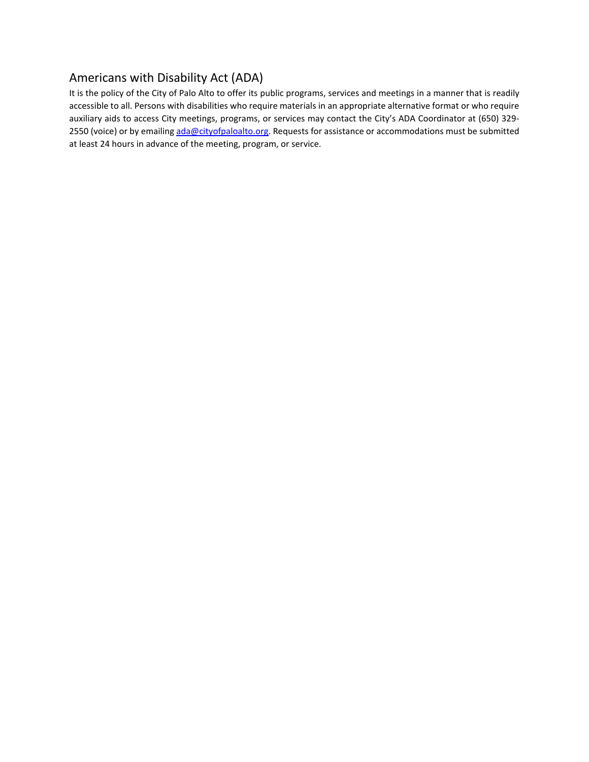## Americans with Disability Act (ADA)

It is the policy of the City of Palo Alto to offer its public programs, services and meetings in a manner that is readily accessible to all. Persons with disabilities who require materials in an appropriate alternative format or who require auxiliary aids to access City meetings, programs, or services may contact the City's ADA Coordinator at (650) 329-2550 (voice) or by emailing [ada@cityofpaloalto.org](mailto:ada@cityofpaloalto.org). Requests for assistance or accommodations must be submitted at least 24 hours in advance of the meeting, program, or service.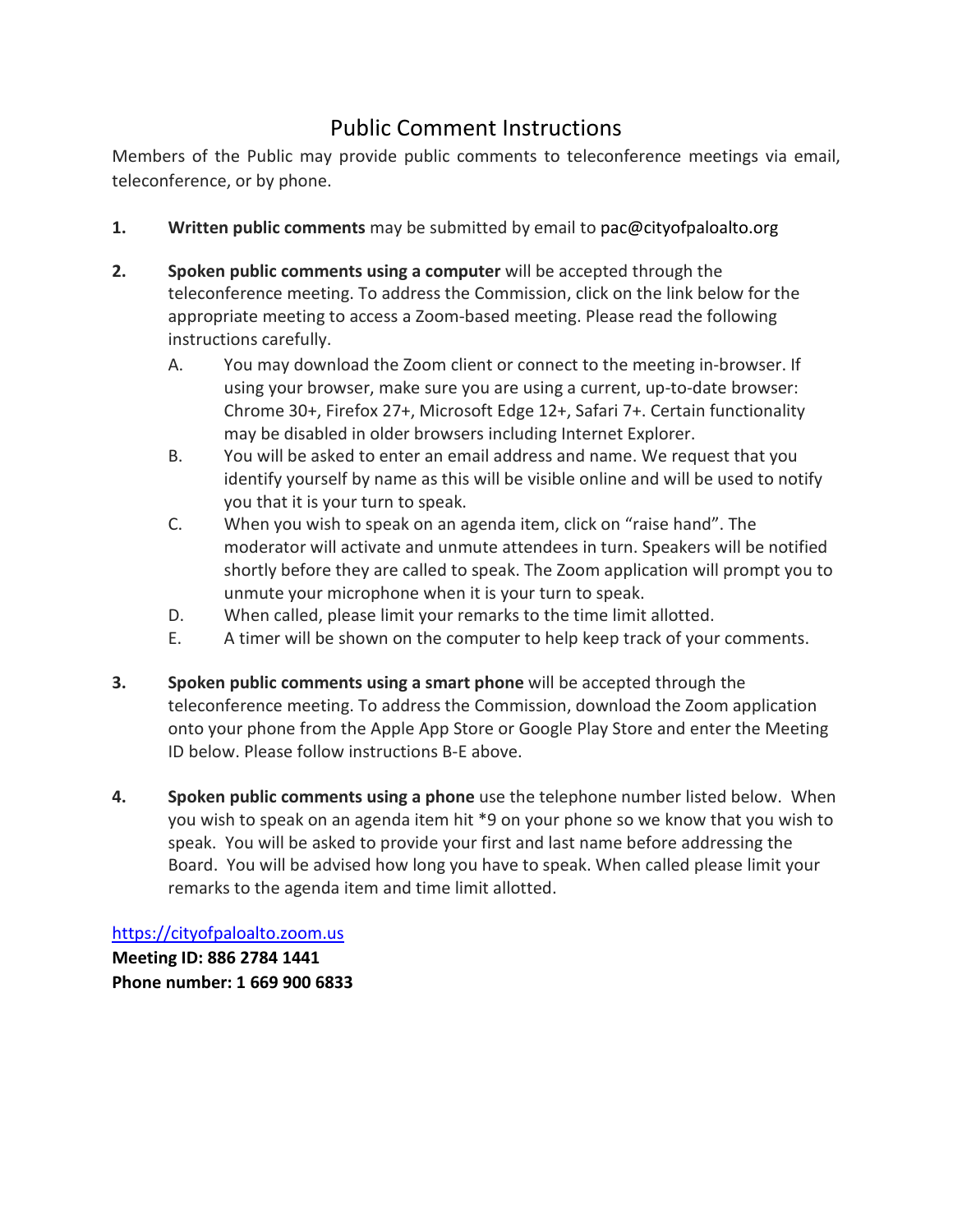# Public Comment Instructions

Members of the Public may provide public comments to teleconference meetings via email, teleconference, or by phone.

1. **Written public comments** may be submitted by email to pac@cityofpaloalto.org

2. **Spoken public comments using a computer** will be accepted through the teleconference meeting. To address the Commission, click on the link below for the appropriate meeting to access a Zoom-based meeting. Please read the following instructions carefully.
   - A. You may download the Zoom client or connect to the meeting in-browser. If using your browser, make sure you are using a current, up-to-date browser: Chrome 30+, Firefox 27+, Microsoft Edge 12+, Safari 7+. Certain functionality may be disabled in older browsers including Internet Explorer.
   - B. You will be asked to enter an email address and name. We request that you identify yourself by name as this will be visible online and will be used to notify you that it is your turn to speak.
   - C. When you wish to speak on an agenda item, click on "raise hand". The moderator will activate and unmute attendees in turn. Speakers will be notified shortly before they are called to speak. The Zoom application will prompt you to unmute your microphone when it is your turn to speak.
   - D. When called, please limit your remarks to the time limit allotted.
   - E. A timer will be shown on the computer to help keep track of your comments.

3. **Spoken public comments using a smart phone** will be accepted through the teleconference meeting. To address the Commission, download the Zoom application onto your phone from the Apple App Store or Google Play Store and enter the Meeting ID below. Please follow instructions B-E above.

4. **Spoken public comments using a phone** use the telephone number listed below. When you wish to speak on an agenda item hit *9 on your phone so we know that you wish to speak. You will be asked to provide your first and last name before addressing the Board. You will be advised how long you have to speak. When called please limit your remarks to the agenda item and time limit allotted.

https://cityofpaloalto.zoom.us

**Meeting ID: 886 2784 1441**

**Phone number: 1 669 900 6833**